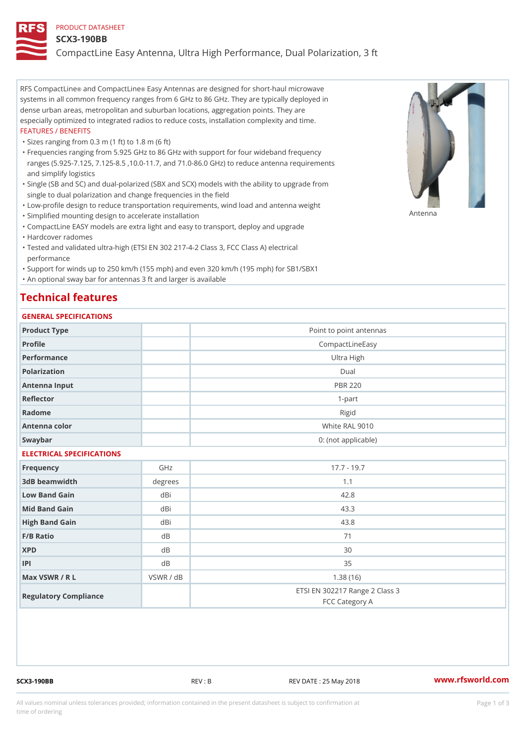PRODUCT DATASHEET

# SCX3-190BB

## CompactLine Easy Antenna, Ultra High Performance, Dual Polarization, 3 ft

RFS CompactLine® and CompactLine® Easy Antennas are designed for short-haul microwave systems in all common frequency ranges from 6 GHz to 86 GHz. They are typically deployed in dense urban areas, metropolitan and suburban locations, aggregation points. They are especially optimized to integrated radios to reduce costs, installation complexity and time.

FEATURES / BENEFITS

- Sizes ranging from 0.3 m (1 ft) to 1.8 m (6 ft)
- Frequencies ranging from 5.925 GHz to 86 GHz with support for four wideband frequency ranges (5.925-7.125, 7.125-8.5 ,10.0-11.7, and 71.0-86.0 GHz) to reduce antenna requirements and simplify logistics
- Single (SB and SC) and dual-polarized (SBX and SCX) models with the ability to upgrade from single to dual polarization and change frequencies in the field
- Low-profile design to reduce transportation requirements, wind load and antenna weight
- Simplified mounting design to accelerate installation
- CompactLine EASY models are extra light and easy to transport, deploy and upgrade
- Hardcover radomes
- Tested and validated ultra-high (ETSI EN 302 217-4-2 Class 3, FCC Class A) electrical performance
- Support for winds up to 250 km/h (155 mph) and even 320 km/h (195 mph) for SB1/SBX1
- An optional sway bar for antennas 3 ft and larger is available

Antenna

## Technical features

### GENERAL SPECIFICATIONS

| | | |
|---|---|---|
| Product Type | | Point to point antennas |
| Profile | | CompactLineEasy |
| Performance | | Ultra High |
| Polarization | | Dual |
| Antenna Input | | PBR 220 |
| Reflector | | 1-part |
| Radome | | Rigid |
| Antenna color | | White RAL 9010 |
| Swaybar | | 0: (not applicable) |

### ELECTRICAL SPECIFICATIONS

| | | |
|---|---|---|
| Frequency | GHz | 17.7 - 19.7 |
| 3dB beamwidth | degrees | 1.1 |
| Low Band Gain | dBi | 42.8 |
| Mid Band Gain | dBi | 43.3 |
| High Band Gain | dBi | 43.8 |
| F/B Ratio | dB | 71 |
| XPD | dB | 30 |
| IPI | dB | 35 |
| Max VSWR / R L | VSWR / dB | 1.38 (16) |
| Regulatory Compliance | | ETSI EN 302217 Range 2 Class 3<br>FCC Category A |

SCX3-190BB REV : B REV DATE : 25 May 2018 www.rfsworld.com

All values nominal unless tolerances provided; information contained in the present datasheet is subject to confirmation at time of ordering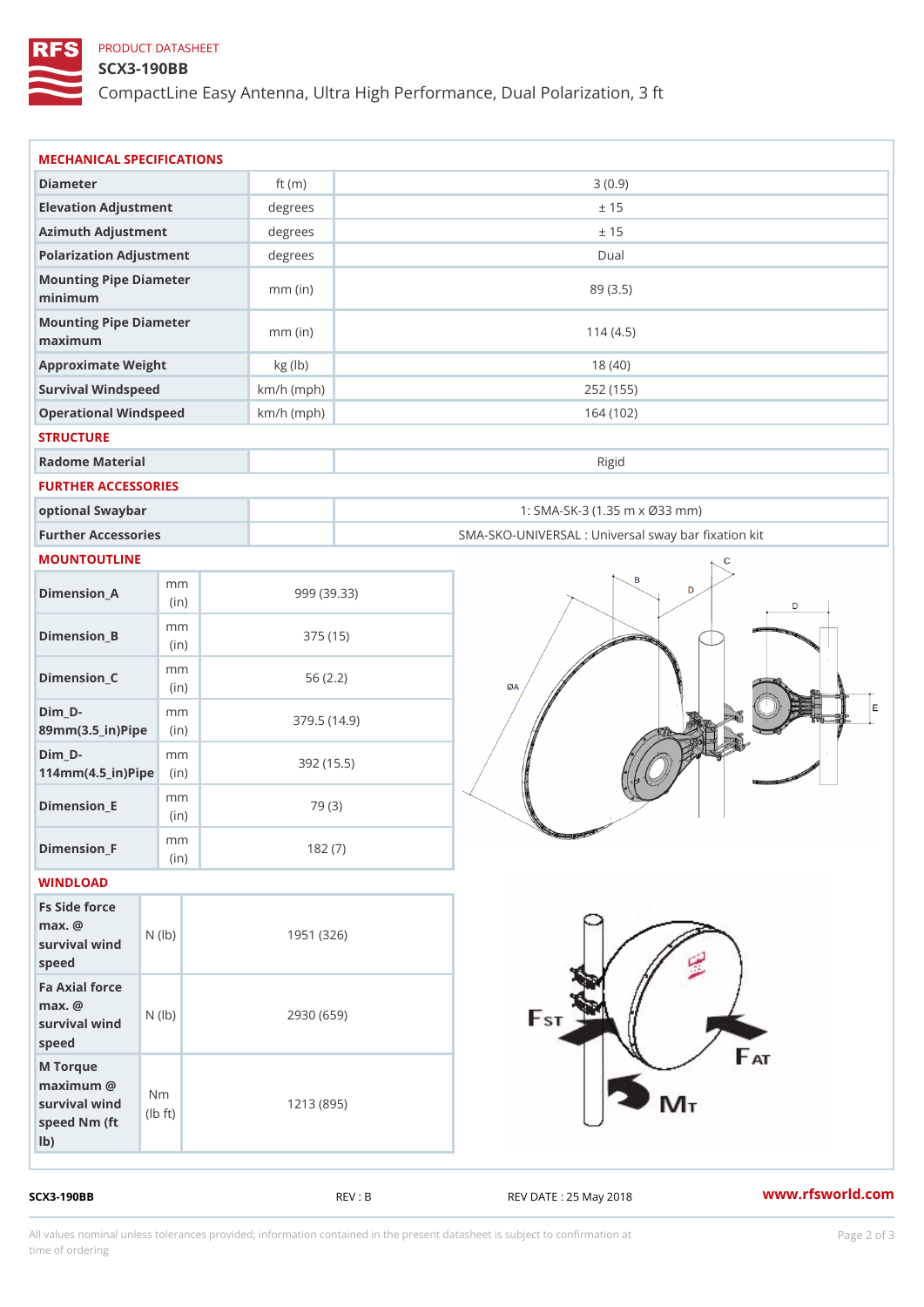PRODUCT DATASHEET

# SCX3-190BB

CompactLine Easy Antenna, Ultra High Performance, Dual Polarization, 3 ft

## MECHANICAL SPECIFICATIONS

| Parameter | Unit | Value |
|---|---|---|
| Diameter | ft (m) | 3 (0.9) |
| Elevation Adjustment | degrees | ± 15 |
| Azimuth Adjustment | degrees | ± 15 |
| Polarization Adjustment | degrees | Dual |
| Mounting Pipe Diameter minimum | mm (in) | 89 (3.5) |
| Mounting Pipe Diameter maximum | mm (in) | 114 (4.5) |
| Approximate Weight | kg (lb) | 18 (40) |
| Survival Windspeed | km/h (mph) | 252 (155) |
| Operational Windspeed | km/h (mph) | 164 (102) |

## STRUCTURE

| Parameter | Unit | Value |
|---|---|---|
| Radome Material | | Rigid |

## FURTHER ACCESSORIES

| Parameter | Unit | Value |
|---|---|---|
| optional Swaybar | | 1: SMA-SK-3 (1.35 m x Ø33 mm) |
| Further Accessories | | SMA-SKO-UNIVERSAL : Universal sway bar fixation kit |

## MOUNTOUTLINE

| Parameter | Unit | Value |
|---|---|---|
| Dimension_A | mm (in) | 999 (39.33) |
| Dimension_B | mm (in) | 375 (15) |
| Dimension_C | mm (in) | 56 (2.2) |
| Dim_D-89mm(3.5_in)Pipe | mm (in) | 379.5 (14.9) |
| Dim_D-114mm(4.5_in)Pipe | mm (in) | 392 (15.5) |
| Dimension_E | mm (in) | 79 (3) |
| Dimension_F | mm (in) | 182 (7) |

## WINDLOAD

| Parameter | Unit | Value |
|---|---|---|
| Fs Side force max. @ survival wind speed | N (lb) | 1951 (326) |
| Fa Axial force max. @ survival wind speed | N (lb) | 2930 (659) |
| M Torque maximum @ survival wind speed Nm (ft lb) | Nm (lb ft) | 1213 (895) |

SCX3-190BB REV : B REV DATE : 25 May 2018 www.rfsworld.com

All values nominal unless tolerances provided; information contained in the present datasheet is subject to confirmation at time of ordering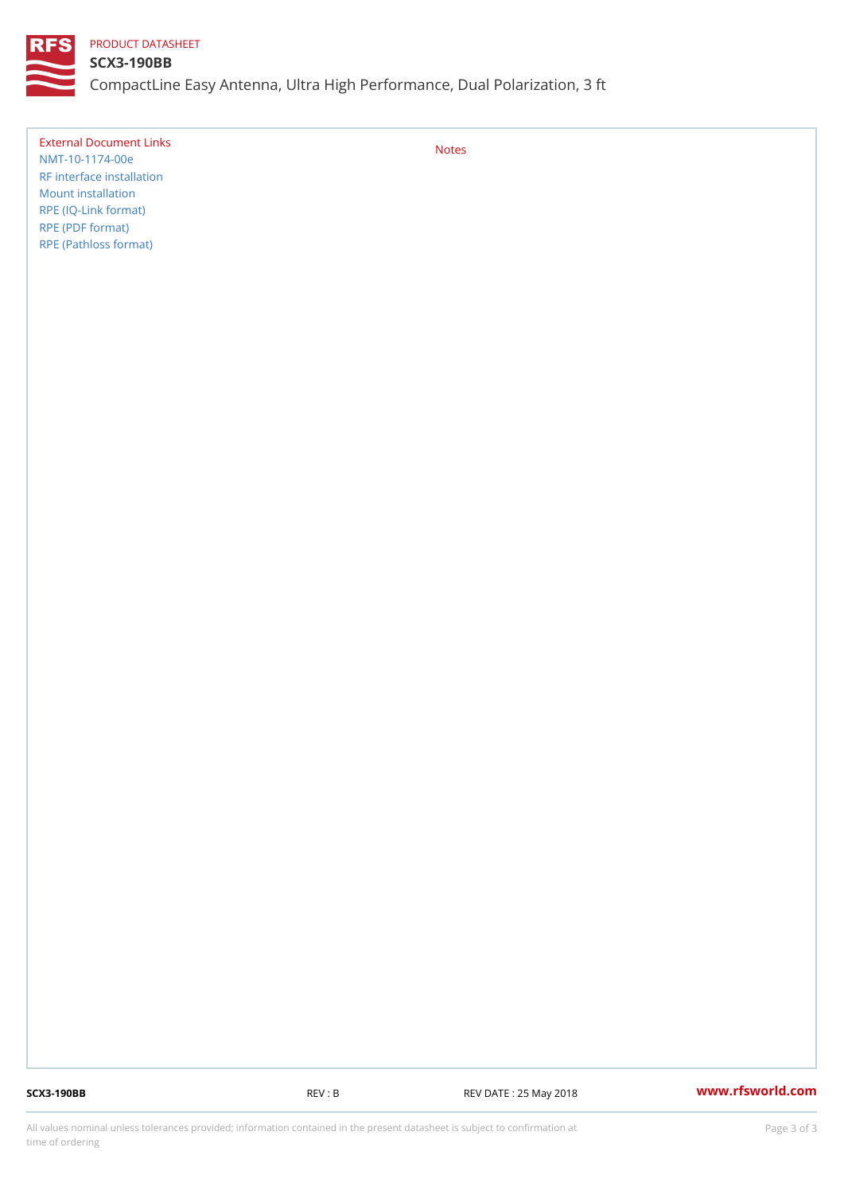External Document Links

NMT-10-1174-00e

RF interface installation

Mount installation

RPE (IQ-Link format)

RPE (PDF format)

RPE (Pathloss format)

Notes